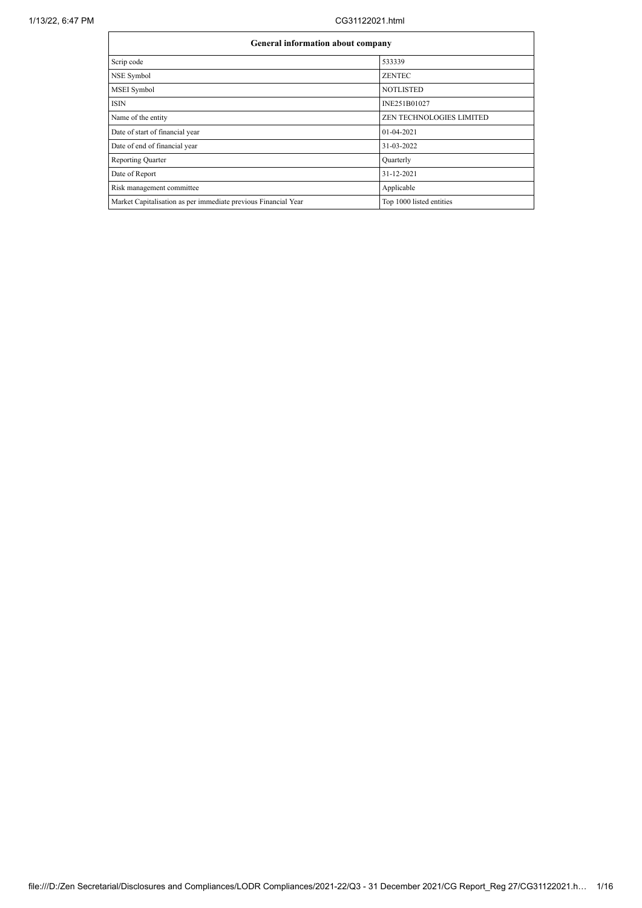| General information about company | |
|---|---|
| Scrip code | 533339 |
| NSE Symbol | ZENTEC |
| MSEI Symbol | NOTLISTED |
| ISIN | INE251B01027 |
| Name of the entity | ZEN TECHNOLOGIES LIMITED |
| Date of start of financial year | 01-04-2021 |
| Date of end of financial year | 31-03-2022 |
| Reporting Quarter | Quarterly |
| Date of Report | 31-12-2021 |
| Risk management committee | Applicable |
| Market Capitalisation as per immediate previous Financial Year | Top 1000 listed entities |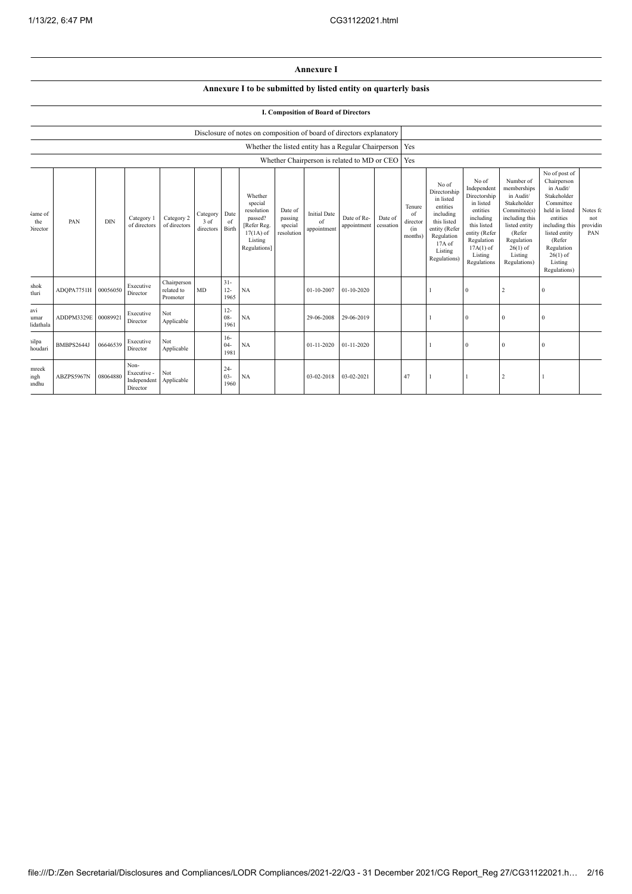## Annexure I

### Annexure I to be submitted by listed entity on quarterly basis

#### I. Composition of Board of Directors

| Disclosure of notes on composition of board of directors explanatory | |
|---|---|
| Whether the listed entity has a Regular Chairperson | Yes |
| Whether Chairperson is related to MD or CEO | Yes |

| Name of the Director | PAN | DIN | Category 1 of directors | Category 2 of directors | Category 3 of directors | Date of Birth | Whether special resolution passed? [Refer Reg. 17(1A) of Listing Regulations] | Date of passing special resolution | Initial Date of appointment | Date of Re-appointment | Date of cessation | Tenure of director (in months) | No of Directorship in listed entities including this listed entity (Refer Regulation 17A of Listing Regulations) | No of Independent Directorship in listed entities including this listed entity (Refer Regulation 17A(1) of Listing Regulations | Number of memberships in Audit/ Stakeholder Committee(s) including this listed entity (Refer Regulation 26(1) of Listing Regulations) | No of post of Chairperson in Audit/ Stakeholder Committee held in listed entities including this listed entity (Refer Regulation 26(1) of Listing Regulations) | Notes for not providing PAN |
|---|---|---|---|---|---|---|---|---|---|---|---|---|---|---|---|---|---|
| shok tluri | ADQPA7751H | 00056050 | Executive Director | Chairperson related to Promoter | MD | 31-12-1965 | NA | | 01-10-2007 | 01-10-2020 | | | 1 | 0 | 2 | 0 | |
| avi umar lidathala | ADDPM3329E | 00089921 | Executive Director | Not Applicable | | 12-08-1961 | NA | | 29-06-2008 | 29-06-2019 | | | 1 | 0 | 0 | 0 | |
| hilpa houdari | BMBPS2644J | 06646539 | Executive Director | Not Applicable | | 16-04-1981 | NA | | 01-11-2020 | 01-11-2020 | | | 1 | 0 | 0 | 0 | |
| mreek ingh andhu | ABZPS5967N | 08064880 | Non-Executive - Independent Director | Not Applicable | | 24-03-1960 | NA | | 03-02-2018 | 03-02-2021 | | 47 | 1 | 1 | 2 | 1 | |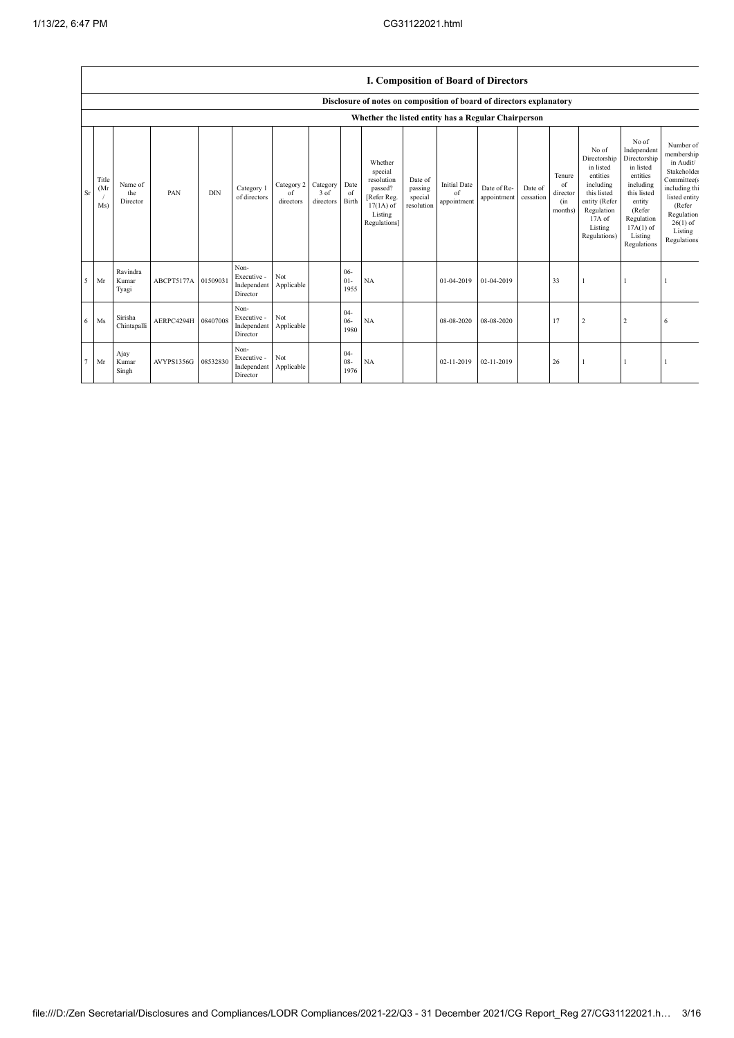## I. Composition of Board of Directors

| Disclosure of notes on composition of board of directors explanatory | | | | | | | | | | | | | | | | | |
|---|---|---|---|---|---|---|---|---|---|---|---|---|---|---|---|---|---|
| Whether the listed entity has a Regular Chairperson | | | | | | | | | | | | | | | | | |
| Sr | Title (Mr / Ms) | Name of the Director | PAN | DIN | Category 1 of directors | Category 2 of directors | Category 3 of directors | Date of Birth | Whether special resolution passed? [Refer Reg. 17(1A) of Listing Regulations] | Date of passing special resolution | Initial Date of appointment | Date of Re-appointment | Date of cessation | Tenure of director (in months) | No of Directorship in listed entities including this listed entity (Refer Regulation 17A of Listing Regulations) | No of Independent Directorship in listed entities including this listed entity (Refer Regulation 17A(1) of Listing Regulations | Number of membership in Audit/ Stakeholder Committee(s including thi listed entity (Refer Regulation 26(1) of Listing Regulations |
| 5 | Mr | Ravindra Kumar Tyagi | ABCPT5177A | 01509031 | Non-Executive - Independent Director | Not Applicable | | 06-01-1955 | NA | | 01-04-2019 | 01-04-2019 | | 33 | 1 | 1 | 1 |
| 6 | Ms | Sirisha Chintapalli | AERPC4294H | 08407008 | Non-Executive - Independent Director | Not Applicable | | 04-06-1980 | NA | | 08-08-2020 | 08-08-2020 | | 17 | 2 | 2 | 6 |
| 7 | Mr | Ajay Kumar Singh | AVYPS1356G | 08532830 | Non-Executive - Independent Director | Not Applicable | | 04-08-1976 | NA | | 02-11-2019 | 02-11-2019 | | 26 | 1 | 1 | 1 |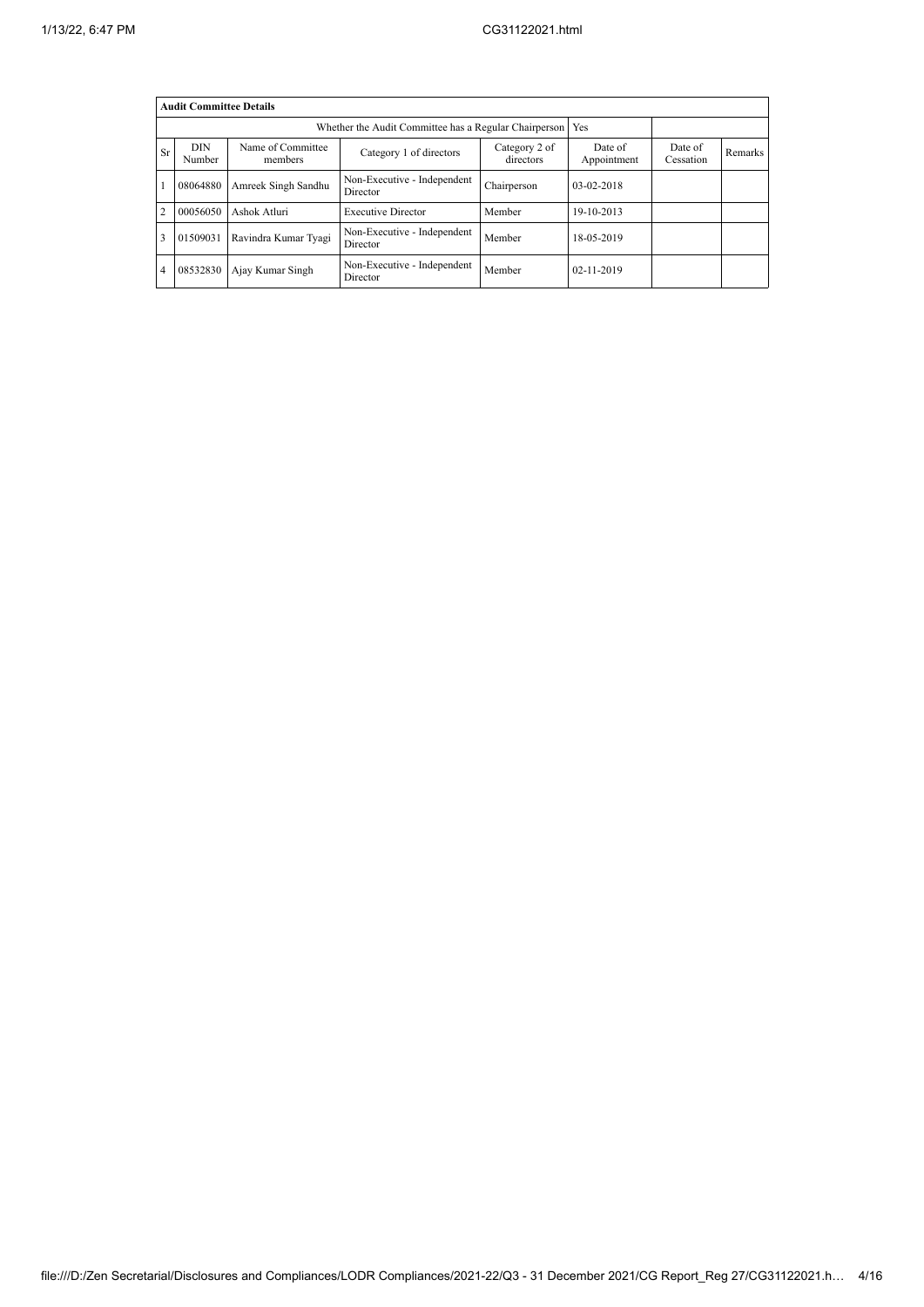| Audit Committee Details | | | | | | | |
|---|---|---|---|---|---|---|---|
| Whether the Audit Committee has a Regular Chairperson | | | | | Yes | | |
| Sr | DIN Number | Name of Committee members | Category 1 of directors | Category 2 of directors | Date of Appointment | Date of Cessation | Remarks |
| 1 | 08064880 | Amreek Singh Sandhu | Non-Executive - Independent Director | Chairperson | 03-02-2018 | | |
| 2 | 00056050 | Ashok Atluri | Executive Director | Member | 19-10-2013 | | |
| 3 | 01509031 | Ravindra Kumar Tyagi | Non-Executive - Independent Director | Member | 18-05-2019 | | |
| 4 | 08532830 | Ajay Kumar Singh | Non-Executive - Independent Director | Member | 02-11-2019 | | |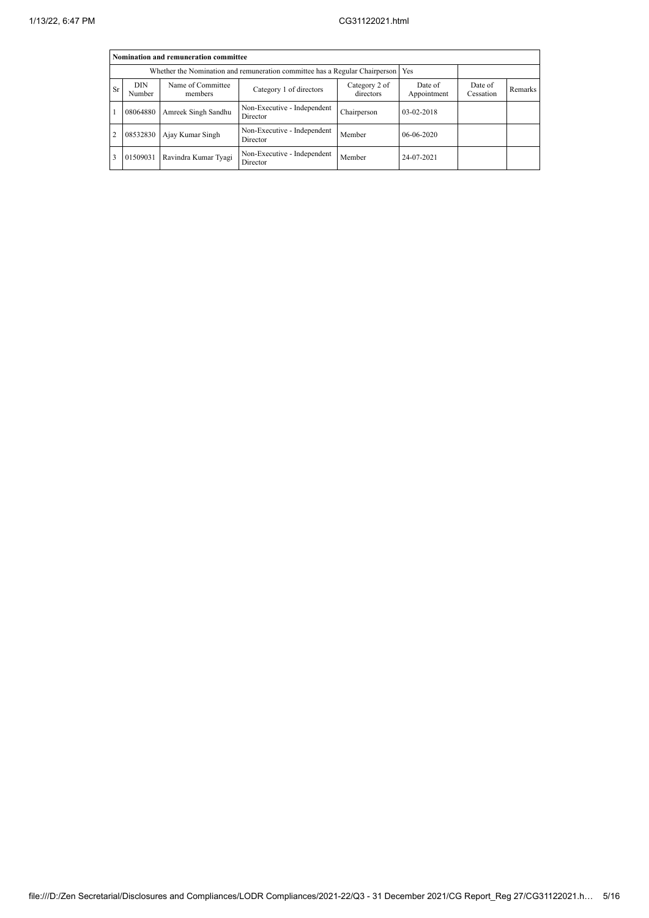| Nomination and remuneration committee | | | | | | | |
|---|---|---|---|---|---|---|---|
| Whether the Nomination and remuneration committee has a Regular Chairperson | | | | | Yes | | |
| Sr | DIN Number | Name of Committee members | Category 1 of directors | Category 2 of directors | Date of Appointment | Date of Cessation | Remarks |
| 1 | 08064880 | Amreek Singh Sandhu | Non-Executive - Independent Director | Chairperson | 03-02-2018 | | |
| 2 | 08532830 | Ajay Kumar Singh | Non-Executive - Independent Director | Member | 06-06-2020 | | |
| 3 | 01509031 | Ravindra Kumar Tyagi | Non-Executive - Independent Director | Member | 24-07-2021 | | |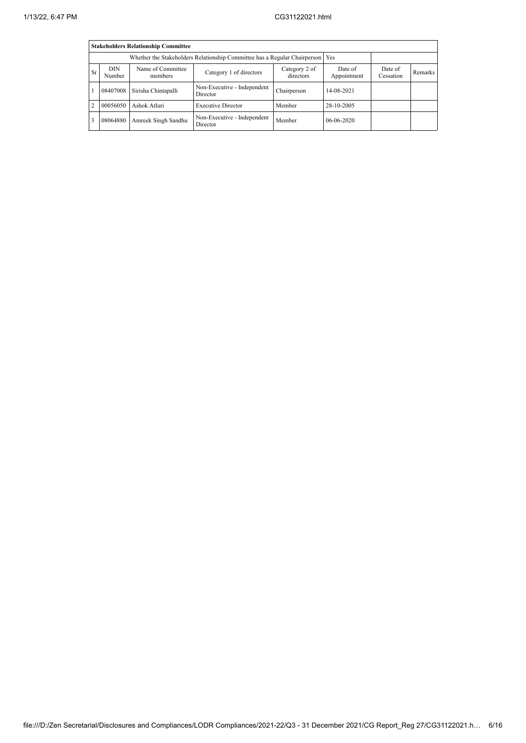| **Stakeholders Relationship Committee** | | | | | | | |
|---|---|---|---|---|---|---|---|
| Whether the Stakeholders Relationship Committee has a Regular Chairperson | | | | | Yes | | |
| Sr | DIN Number | Name of Committee members | Category 1 of directors | Category 2 of directors | Date of Appointment | Date of Cessation | Remarks |
| 1 | 08407008 | Sirisha Chintapalli | Non-Executive - Independent Director | Chairperson | 14-08-2021 | | |
| 2 | 00056050 | Ashok Atluri | Executive Director | Member | 28-10-2005 | | |
| 3 | 08064880 | Amreek Singh Sandhu | Non-Executive - Independent Director | Member | 06-06-2020 | | |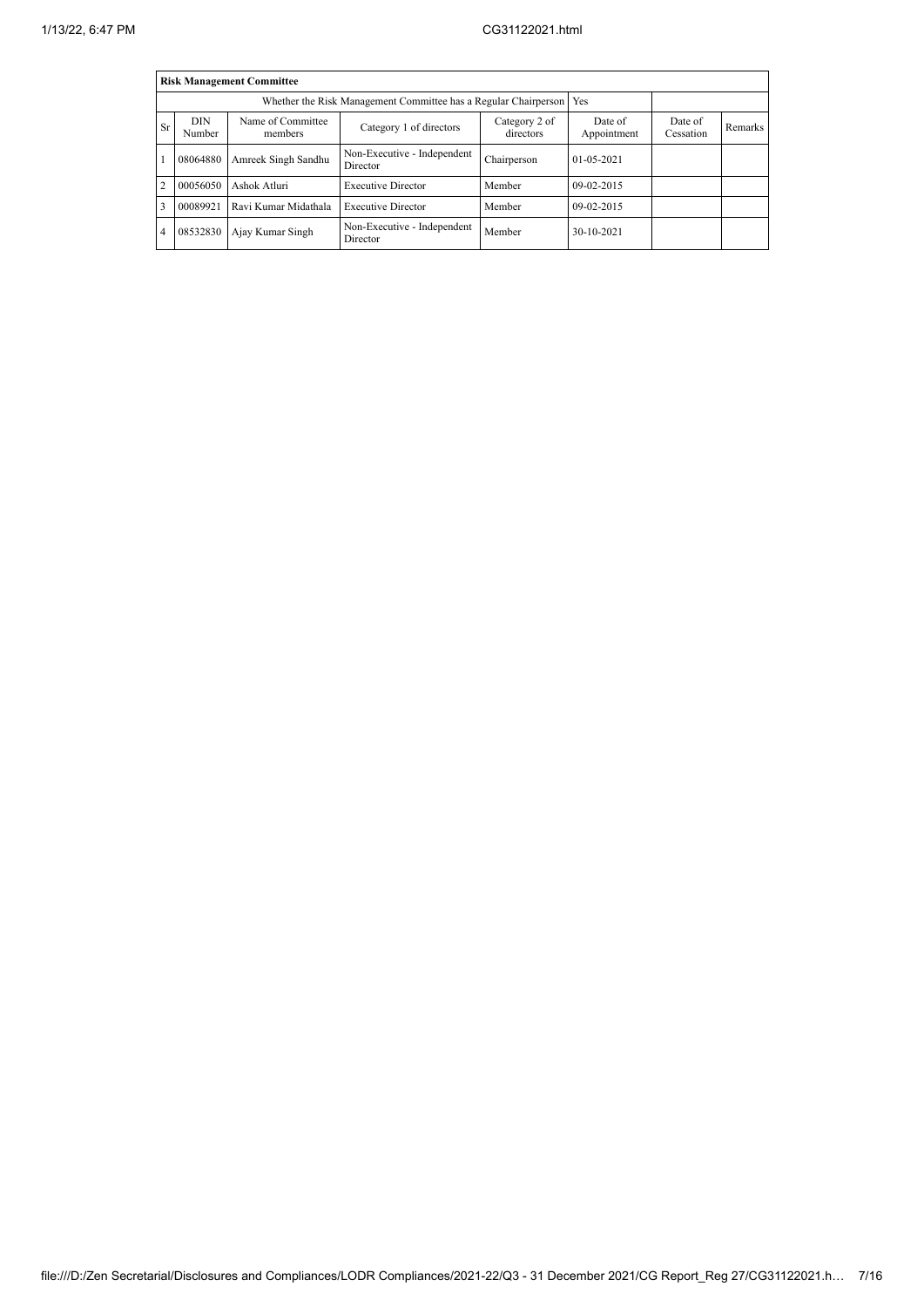| Risk Management Committee | | | | | | | |
|---|---|---|---|---|---|---|---|
| Whether the Risk Management Committee has a Regular Chairperson | | | | | Yes | | |
| Sr | DIN Number | Name of Committee members | Category 1 of directors | Category 2 of directors | Date of Appointment | Date of Cessation | Remarks |
| 1 | 08064880 | Amreek Singh Sandhu | Non-Executive - Independent Director | Chairperson | 01-05-2021 | | |
| 2 | 00056050 | Ashok Atluri | Executive Director | Member | 09-02-2015 | | |
| 3 | 00089921 | Ravi Kumar Midathala | Executive Director | Member | 09-02-2015 | | |
| 4 | 08532830 | Ajay Kumar Singh | Non-Executive - Independent Director | Member | 30-10-2021 | | |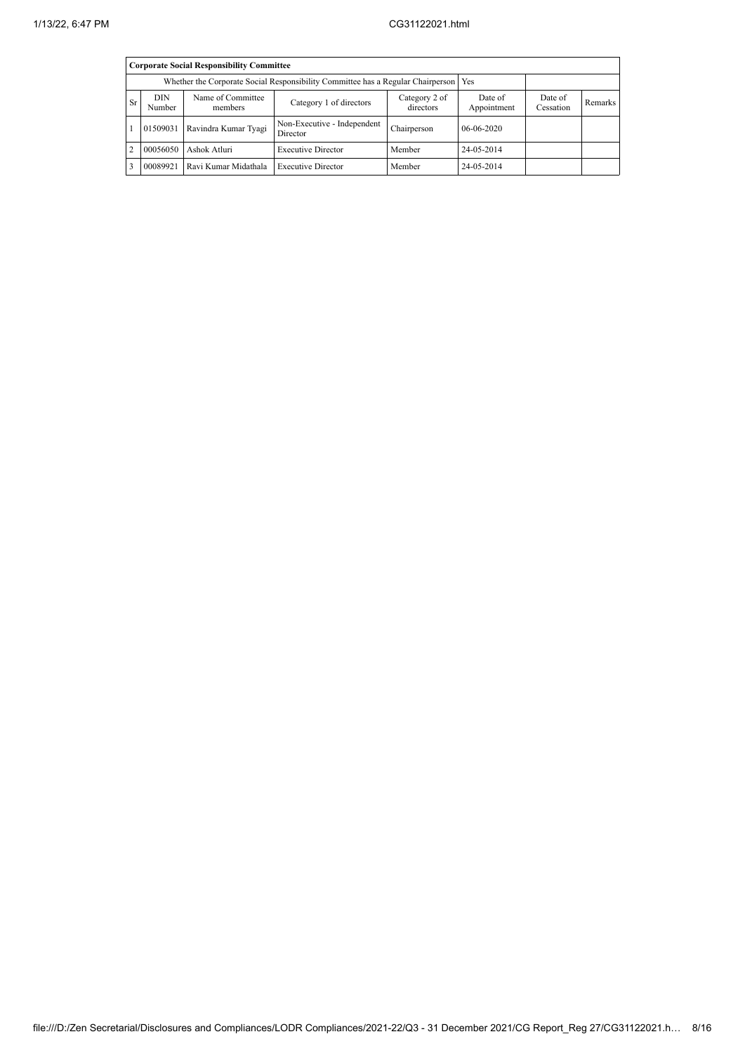| Corporate Social Responsibility Committee | | | | | | | |
|---|---|---|---|---|---|---|---|
| Whether the Corporate Social Responsibility Committee has a Regular Chairperson | | | | | Yes | | |
| Sr | DIN Number | Name of Committee members | Category 1 of directors | Category 2 of directors | Date of Appointment | Date of Cessation | Remarks |
| 1 | 01509031 | Ravindra Kumar Tyagi | Non-Executive - Independent Director | Chairperson | 06-06-2020 | | |
| 2 | 00056050 | Ashok Atluri | Executive Director | Member | 24-05-2014 | | |
| 3 | 00089921 | Ravi Kumar Midathala | Executive Director | Member | 24-05-2014 | | |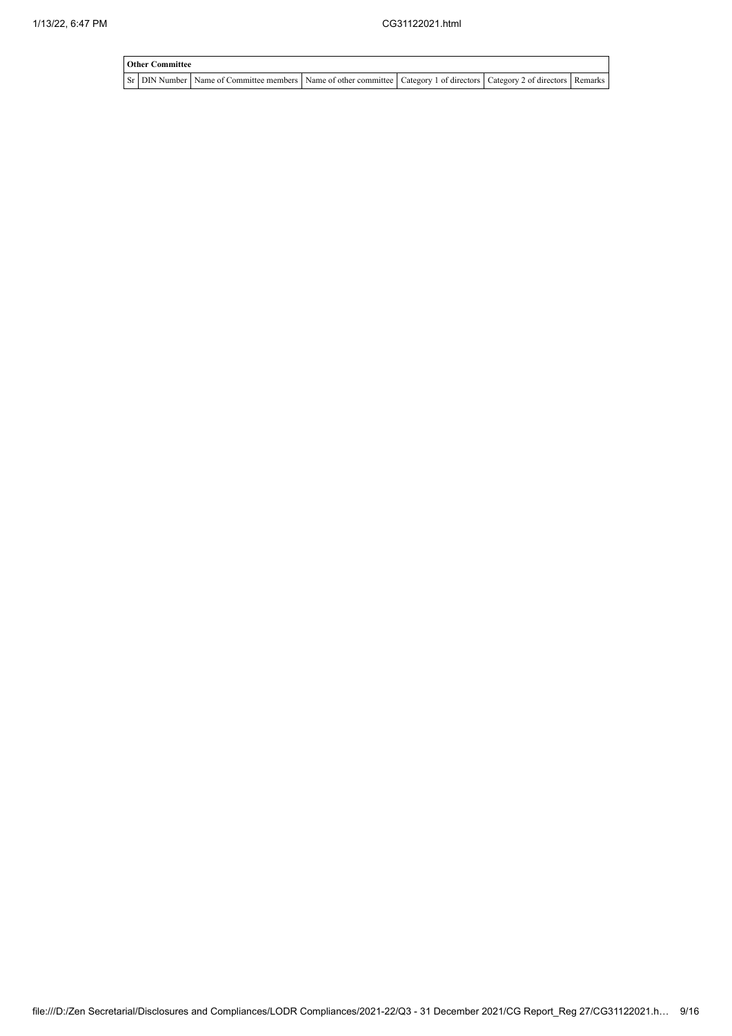| Other Committee | | | | | | |
|---|---|---|---|---|---|---|
| Sr | DIN Number | Name of Committee members | Name of other committee | Category 1 of directors | Category 2 of directors | Remarks |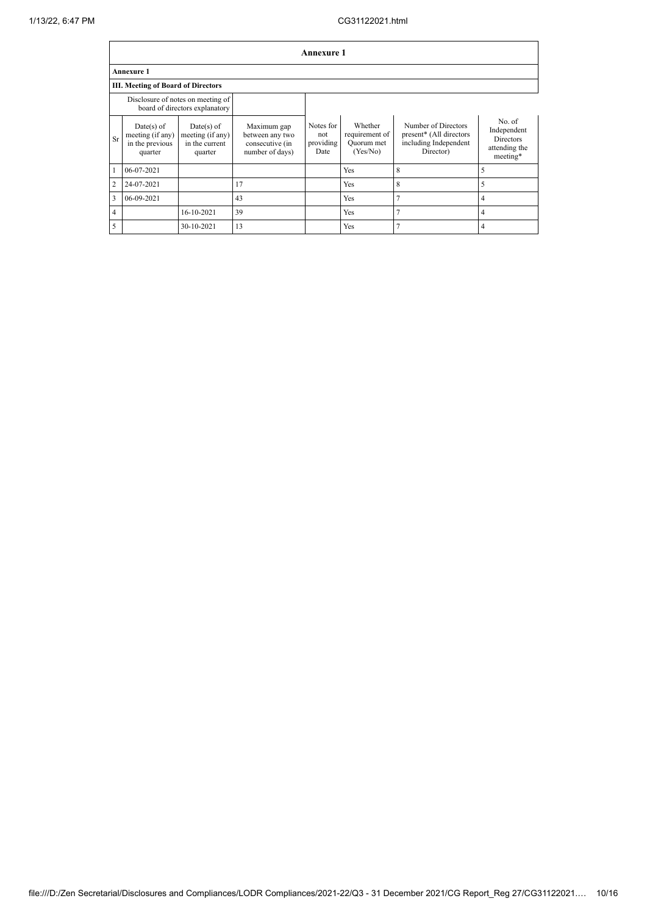## Annexure 1

**Annexure 1**

**III. Meeting of Board of Directors**

| Disclosure of notes on meeting of board of directors explanatory | | | | | | | |
|---|---|---|---|---|---|---|---|
| Sr | Date(s) of meeting (if any) in the previous quarter | Date(s) of meeting (if any) in the current quarter | Maximum gap between any two consecutive (in number of days) | Notes for not providing Date | Whether requirement of Quorum met (Yes/No) | Number of Directors present* (All directors including Independent Director) | No. of Independent Directors attending the meeting* |
| 1 | 06-07-2021 | | | | Yes | 8 | 5 |
| 2 | 24-07-2021 | | 17 | | Yes | 8 | 5 |
| 3 | 06-09-2021 | | 43 | | Yes | 7 | 4 |
| 4 | | 16-10-2021 | 39 | | Yes | 7 | 4 |
| 5 | | 30-10-2021 | 13 | | Yes | 7 | 4 |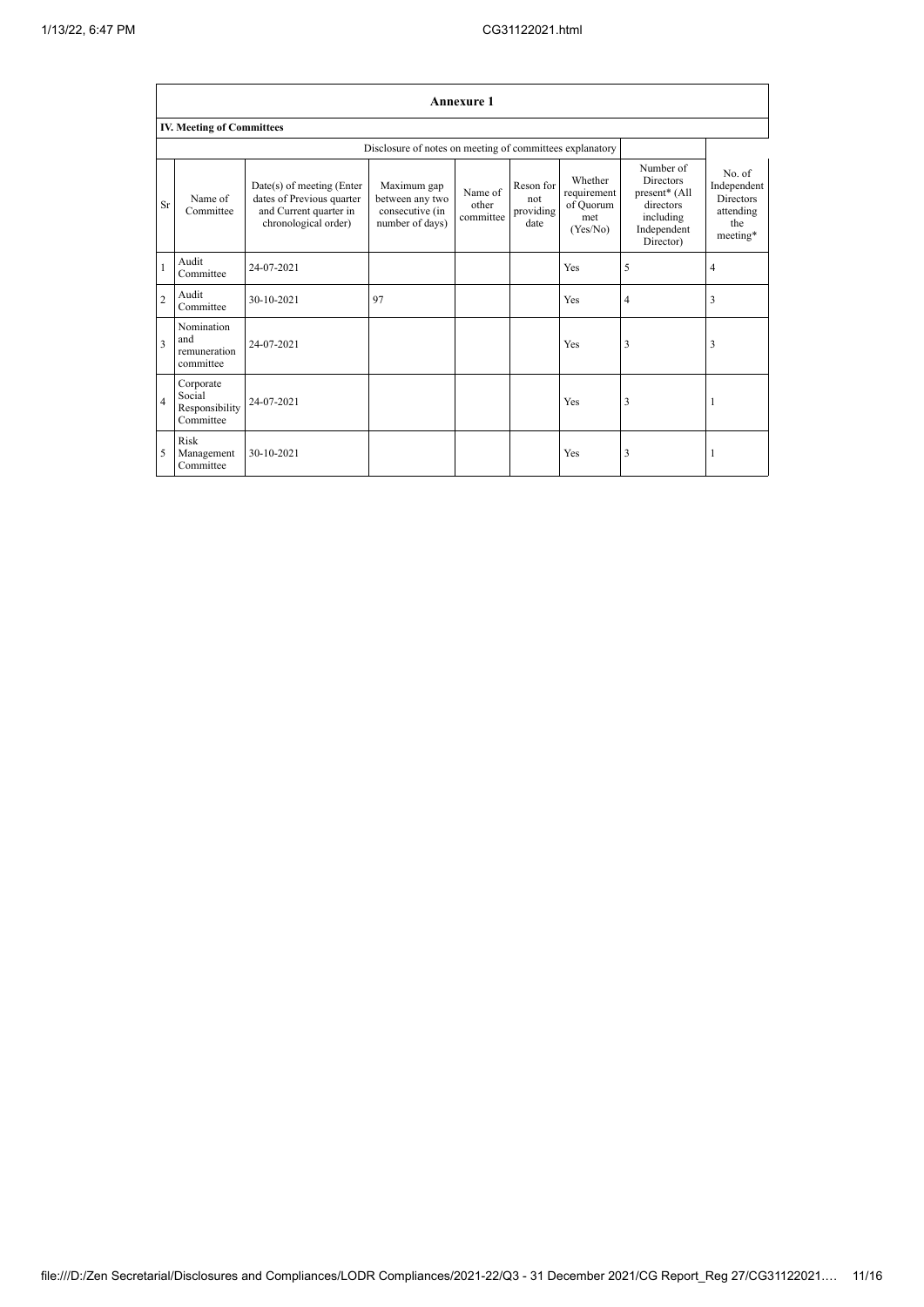## Annexure 1

### IV. Meeting of Committees

Disclosure of notes on meeting of committees explanatory

| Sr | Name of Committee | Date(s) of meeting (Enter dates of Previous quarter and Current quarter in chronological order) | Maximum gap between any two consecutive (in number of days) | Name of other committee | Reson for not providing date | Whether requirement of Quorum met (Yes/No) | Number of Directors present* (All directors including Independent Director) | No. of Independent Directors attending the meeting* |
|---|---|---|---|---|---|---|---|---|
| 1 | Audit Committee | 24-07-2021 | | | | Yes | 5 | 4 |
| 2 | Audit Committee | 30-10-2021 | 97 | | | Yes | 4 | 3 |
| 3 | Nomination and remuneration committee | 24-07-2021 | | | | Yes | 3 | 3 |
| 4 | Corporate Social Responsibility Committee | 24-07-2021 | | | | Yes | 3 | 1 |
| 5 | Risk Management Committee | 30-10-2021 | | | | Yes | 3 | 1 |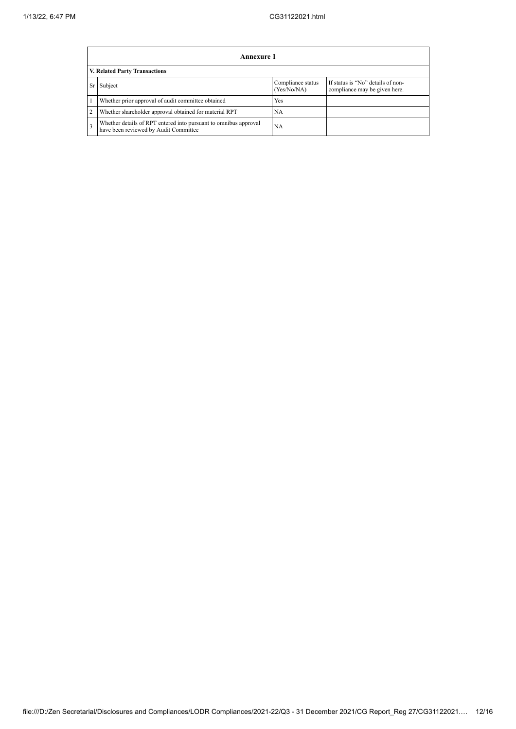| Annexure 1 | | | |
|---|---|---|---|
| **V. Related Party Transactions** | | | |
| Sr | Subject | Compliance status (Yes/No/NA) | If status is "No" details of non-compliance may be given here. |
| 1 | Whether prior approval of audit committee obtained | Yes | |
| 2 | Whether shareholder approval obtained for material RPT | NA | |
| 3 | Whether details of RPT entered into pursuant to omnibus approval have been reviewed by Audit Committee | NA | |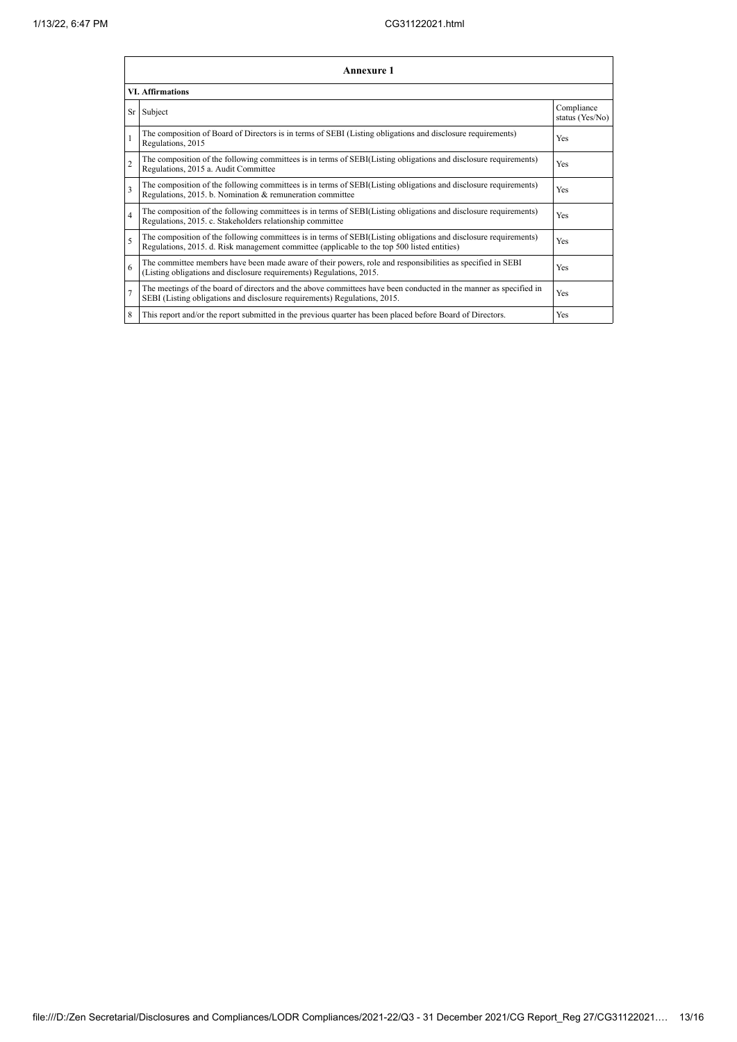| Annexure 1 | | |
|---|---|---|
| **VI. Affirmations** | | |
| Sr | Subject | Compliance status (Yes/No) |
| 1 | The composition of Board of Directors is in terms of SEBI (Listing obligations and disclosure requirements) Regulations, 2015 | Yes |
| 2 | The composition of the following committees is in terms of SEBI(Listing obligations and disclosure requirements) Regulations, 2015 a. Audit Committee | Yes |
| 3 | The composition of the following committees is in terms of SEBI(Listing obligations and disclosure requirements) Regulations, 2015. b. Nomination & remuneration committee | Yes |
| 4 | The composition of the following committees is in terms of SEBI(Listing obligations and disclosure requirements) Regulations, 2015. c. Stakeholders relationship committee | Yes |
| 5 | The composition of the following committees is in terms of SEBI(Listing obligations and disclosure requirements) Regulations, 2015. d. Risk management committee (applicable to the top 500 listed entities) | Yes |
| 6 | The committee members have been made aware of their powers, role and responsibilities as specified in SEBI (Listing obligations and disclosure requirements) Regulations, 2015. | Yes |
| 7 | The meetings of the board of directors and the above committees have been conducted in the manner as specified in SEBI (Listing obligations and disclosure requirements) Regulations, 2015. | Yes |
| 8 | This report and/or the report submitted in the previous quarter has been placed before Board of Directors. | Yes |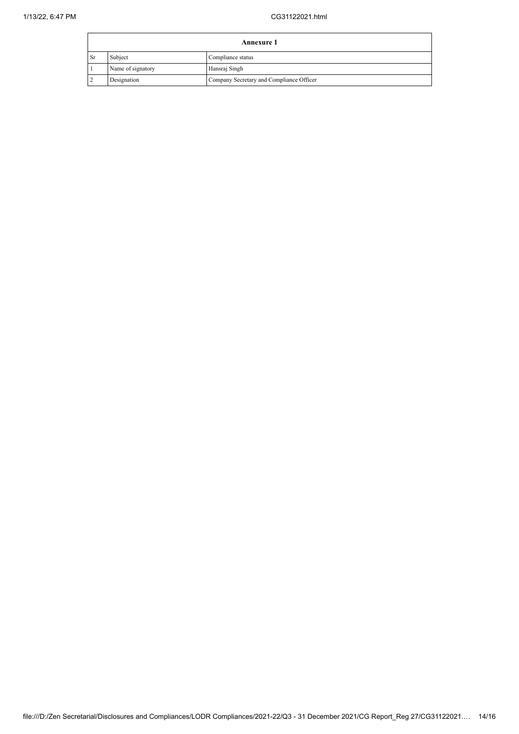| Annexure 1 | | |
|---|---|---|
| Sr | Subject | Compliance status |
| 1 | Name of signatory | Hansraj Singh |
| 2 | Designation | Company Secretary and Compliance Officer |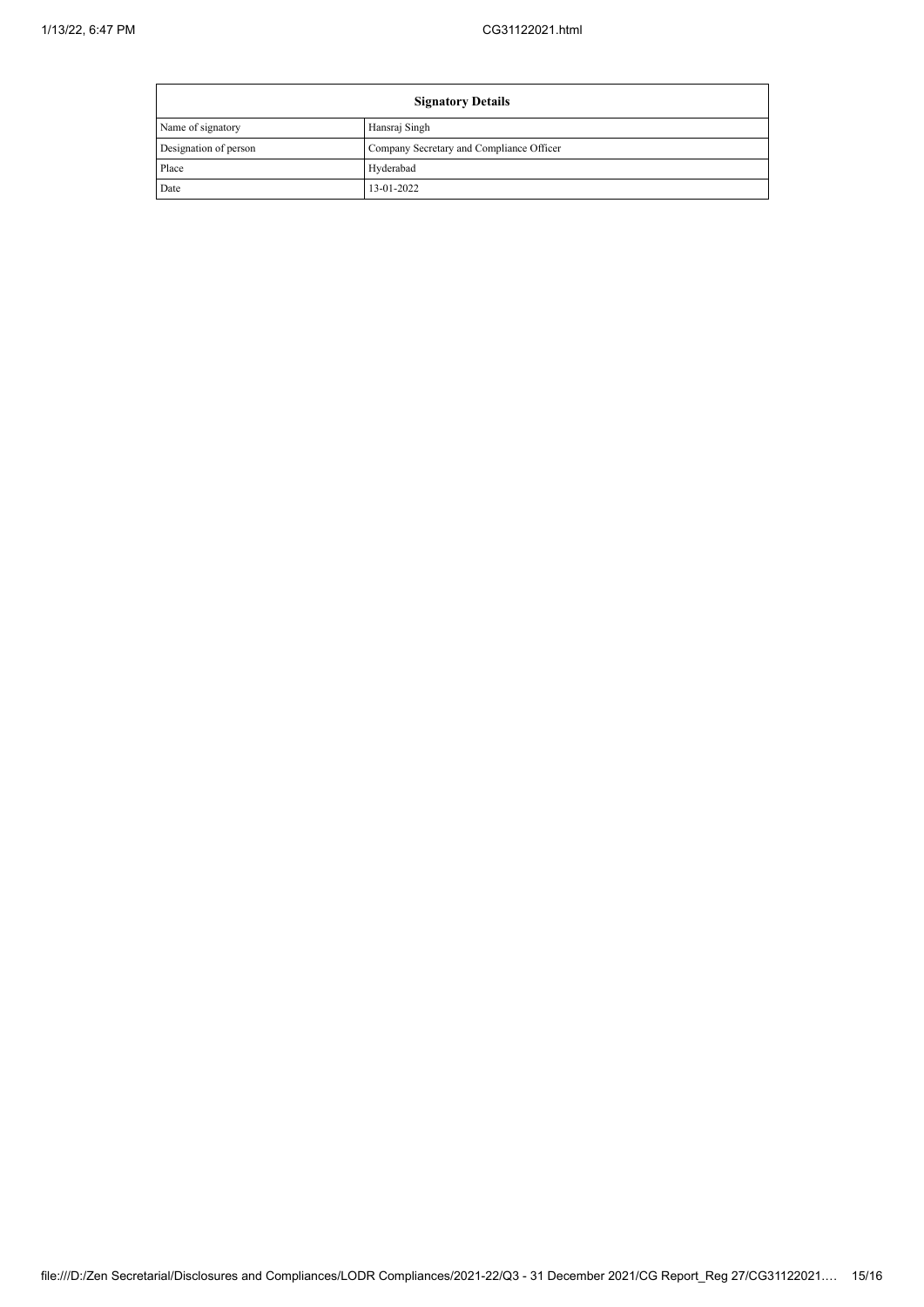| Signatory Details | |
|---|---|
| Name of signatory | Hansraj Singh |
| Designation of person | Company Secretary and Compliance Officer |
| Place | Hyderabad |
| Date | 13-01-2022 |